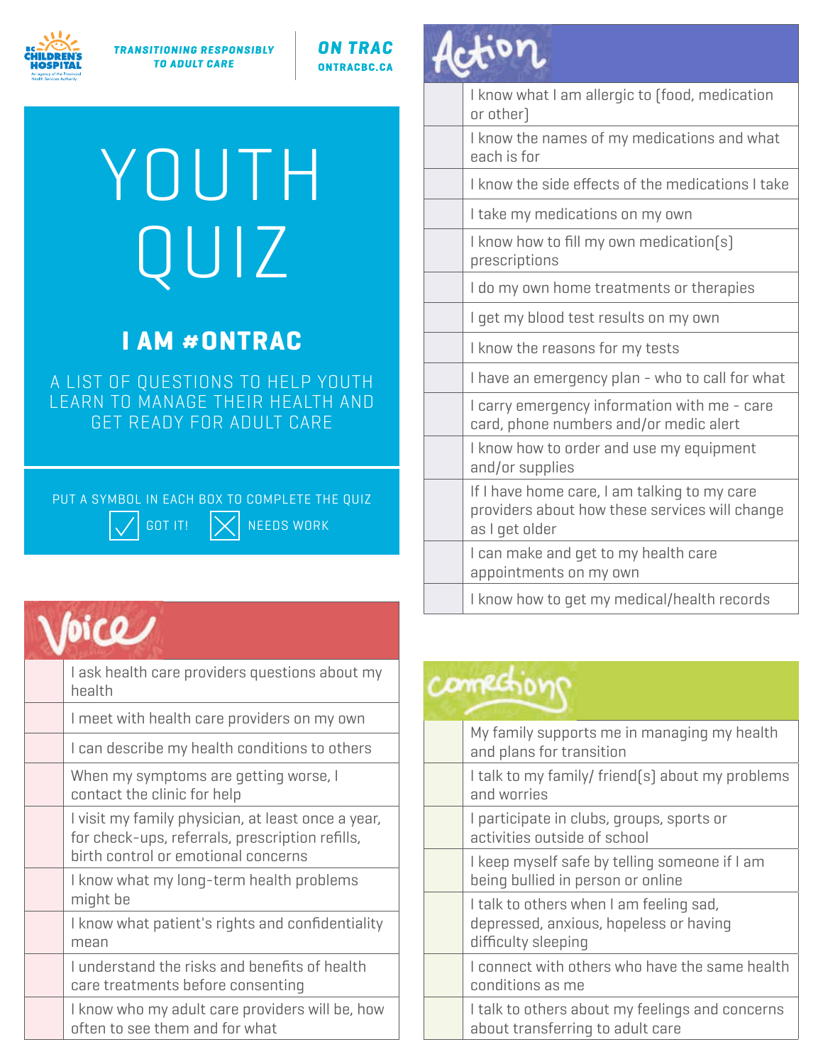TRANSITIONING RESPONSIBLY TO ADULT CARE

ON TRAC
ONTRACBC.CA

# YOUTH QUIZ

## I AM #ONTRAC

A LIST OF QUESTIONS TO HELP YOUTH LEARN TO MANAGE THEIR HEALTH AND GET READY FOR ADULT CARE

PUT A SYMBOL IN EACH BOX TO COMPLETE THE QUIZ

☑ GOT IT! ☒ NEEDS WORK

## Voice

| | |
|---|---|
| | I ask health care providers questions about my health |
| | I meet with health care providers on my own |
| | I can describe my health conditions to others |
| | When my symptoms are getting worse, I contact the clinic for help |
| | I visit my family physician, at least once a year, for check-ups, referrals, prescription refills, birth control or emotional concerns |
| | I know what my long-term health problems might be |
| | I know what patient's rights and confidentiality mean |
| | I understand the risks and benefits of health care treatments before consenting |
| | I know who my adult care providers will be, how often to see them and for what |

## Action

| | |
|---|---|
| | I know what I am allergic to (food, medication or other) |
| | I know the names of my medications and what each is for |
| | I know the side effects of the medications I take |
| | I take my medications on my own |
| | I know how to fill my own medication(s) prescriptions |
| | I do my own home treatments or therapies |
| | I get my blood test results on my own |
| | I know the reasons for my tests |
| | I have an emergency plan - who to call for what |
| | I carry emergency information with me - care card, phone numbers and/or medic alert |
| | I know how to order and use my equipment and/or supplies |
| | If I have home care, I am talking to my care providers about how these services will change as I get older |
| | I can make and get to my health care appointments on my own |
| | I know how to get my medical/health records |

## Connections

| | |
|---|---|
| | My family supports me in managing my health and plans for transition |
| | I talk to my family/ friend(s) about my problems and worries |
| | I participate in clubs, groups, sports or activities outside of school |
| | I keep myself safe by telling someone if I am being bullied in person or online |
| | I talk to others when I am feeling sad, depressed, anxious, hopeless or having difficulty sleeping |
| | I connect with others who have the same health conditions as me |
| | I talk to others about my feelings and concerns about transferring to adult care |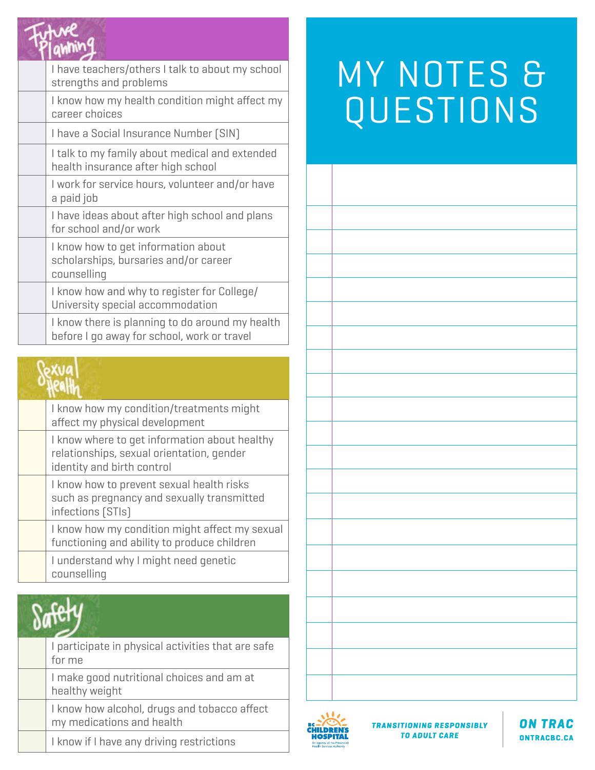## Future Planning

| | |
|---|---|
| | I have teachers/others I talk to about my school strengths and problems |
| | I know how my health condition might affect my career choices |
| | I have a Social Insurance Number (SIN) |
| | I talk to my family about medical and extended health insurance after high school |
| | I work for service hours, volunteer and/or have a paid job |
| | I have ideas about after high school and plans for school and/or work |
| | I know how to get information about scholarships, bursaries and/or career counselling |
| | I know how and why to register for College/ University special accommodation |
| | I know there is planning to do around my health before I go away for school, work or travel |

## Sexual Health

| | |
|---|---|
| | I know how my condition/treatments might affect my physical development |
| | I know where to get information about healthy relationships, sexual orientation, gender identity and birth control |
| | I know how to prevent sexual health risks such as pregnancy and sexually transmitted infections (STIs) |
| | I know how my condition might affect my sexual functioning and ability to produce children |
| | I understand why I might need genetic counselling |

## Safety

| | |
|---|---|
| | I participate in physical activities that are safe for me |
| | I make good nutritional choices and am at healthy weight |
| | I know how alcohol, drugs and tobacco affect my medications and health |
| | I know if I have any driving restrictions |

# MY NOTES & QUESTIONS

| | |
|---|---|
| | |
| | |
| | |
| | |
| | |
| | |
| | |
| | |
| | |
| | |
| | |
| | |
| | |
| | |
| | |
| | |
| | |
| | |
| | |
| | |
| | |

BC CHILDREN'S HOSPITAL
An agency of the Provincial Health Services Authority

**TRANSITIONING RESPONSIBLY TO ADULT CARE**

**ON TRAC**
**ONTRACBC.CA**